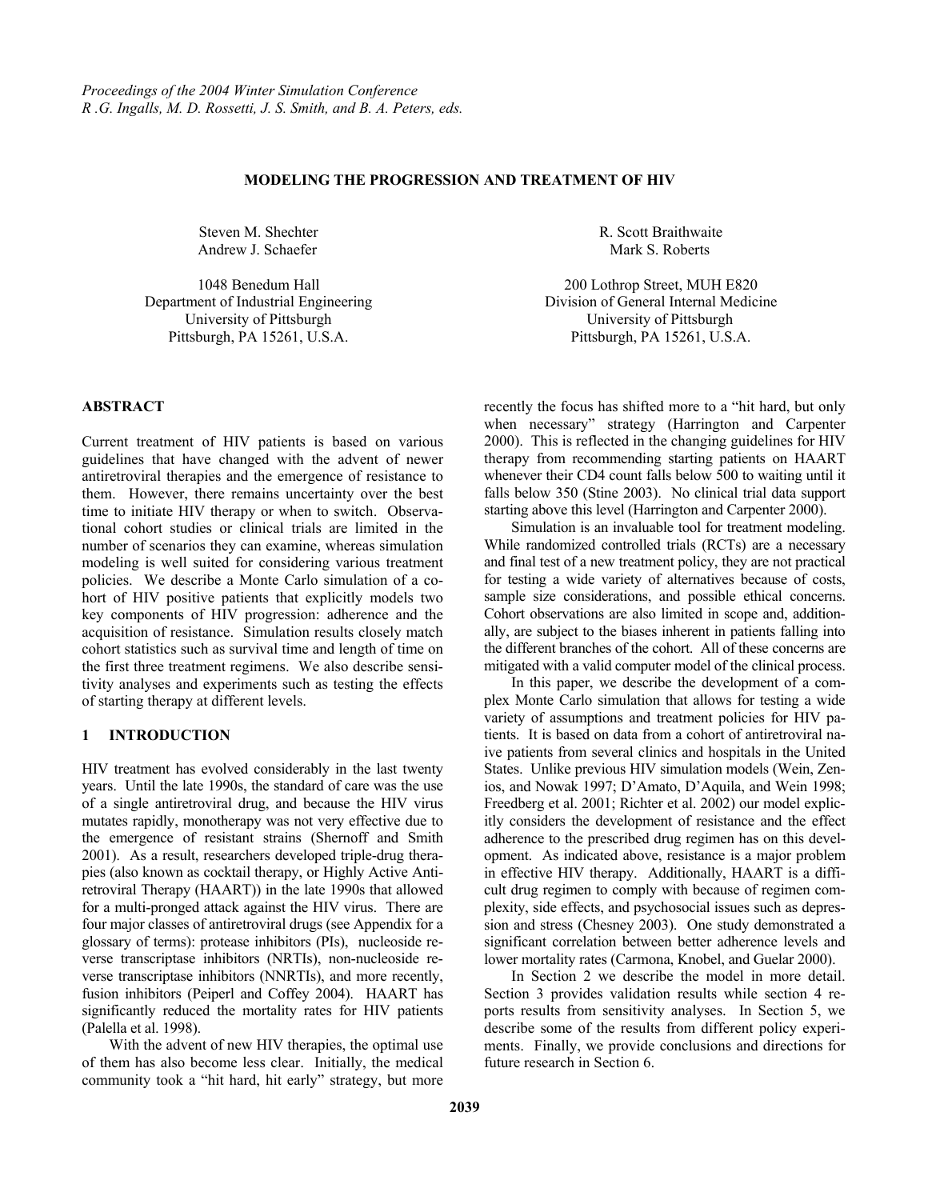*Proceedings of the 2004 Winter Simulation Conference*
*R .G. Ingalls, M. D. Rossetti, J. S. Smith, and B. A. Peters, eds.*

# MODELING THE PROGRESSION AND TREATMENT OF HIV

Steven M. Shechter
Andrew J. Schaefer

1048 Benedum Hall
Department of Industrial Engineering
University of Pittsburgh
Pittsburgh, PA 15261, U.S.A.

R. Scott Braithwaite
Mark S. Roberts

200 Lothrop Street, MUH E820
Division of General Internal Medicine
University of Pittsburgh
Pittsburgh, PA 15261, U.S.A.

## ABSTRACT

Current treatment of HIV patients is based on various guidelines that have changed with the advent of newer antiretroviral therapies and the emergence of resistance to them. However, there remains uncertainty over the best time to initiate HIV therapy or when to switch. Observational cohort studies or clinical trials are limited in the number of scenarios they can examine, whereas simulation modeling is well suited for considering various treatment policies. We describe a Monte Carlo simulation of a cohort of HIV positive patients that explicitly models two key components of HIV progression: adherence and the acquisition of resistance. Simulation results closely match cohort statistics such as survival time and length of time on the first three treatment regimens. We also describe sensitivity analyses and experiments such as testing the effects of starting therapy at different levels.

## 1 INTRODUCTION

HIV treatment has evolved considerably in the last twenty years. Until the late 1990s, the standard of care was the use of a single antiretroviral drug, and because the HIV virus mutates rapidly, monotherapy was not very effective due to the emergence of resistant strains (Shernoff and Smith 2001). As a result, researchers developed triple-drug therapies (also known as cocktail therapy, or Highly Active Antiretroviral Therapy (HAART)) in the late 1990s that allowed for a multi-pronged attack against the HIV virus. There are four major classes of antiretroviral drugs (see Appendix for a glossary of terms): protease inhibitors (PIs), nucleoside reverse transcriptase inhibitors (NRTIs), non-nucleoside reverse transcriptase inhibitors (NNRTIs), and more recently, fusion inhibitors (Peiperl and Coffey 2004). HAART has significantly reduced the mortality rates for HIV patients (Palella et al. 1998).

With the advent of new HIV therapies, the optimal use of them has also become less clear. Initially, the medical community took a "hit hard, hit early" strategy, but more recently the focus has shifted more to a "hit hard, but only when necessary" strategy (Harrington and Carpenter 2000). This is reflected in the changing guidelines for HIV therapy from recommending starting patients on HAART whenever their CD4 count falls below 500 to waiting until it falls below 350 (Stine 2003). No clinical trial data support starting above this level (Harrington and Carpenter 2000).

Simulation is an invaluable tool for treatment modeling. While randomized controlled trials (RCTs) are a necessary and final test of a new treatment policy, they are not practical for testing a wide variety of alternatives because of costs, sample size considerations, and possible ethical concerns. Cohort observations are also limited in scope and, additionally, are subject to the biases inherent in patients falling into the different branches of the cohort. All of these concerns are mitigated with a valid computer model of the clinical process.

In this paper, we describe the development of a complex Monte Carlo simulation that allows for testing a wide variety of assumptions and treatment policies for HIV patients. It is based on data from a cohort of antiretroviral naive patients from several clinics and hospitals in the United States. Unlike previous HIV simulation models (Wein, Zenios, and Nowak 1997; D'Amato, D'Aquila, and Wein 1998; Freedberg et al. 2001; Richter et al. 2002) our model explicitly considers the development of resistance and the effect adherence to the prescribed drug regimen has on this development. As indicated above, resistance is a major problem in effective HIV therapy. Additionally, HAART is a difficult drug regimen to comply with because of regimen complexity, side effects, and psychosocial issues such as depression and stress (Chesney 2003). One study demonstrated a significant correlation between better adherence levels and lower mortality rates (Carmona, Knobel, and Guelar 2000).

In Section 2 we describe the model in more detail. Section 3 provides validation results while section 4 reports results from sensitivity analyses. In Section 5, we describe some of the results from different policy experiments. Finally, we provide conclusions and directions for future research in Section 6.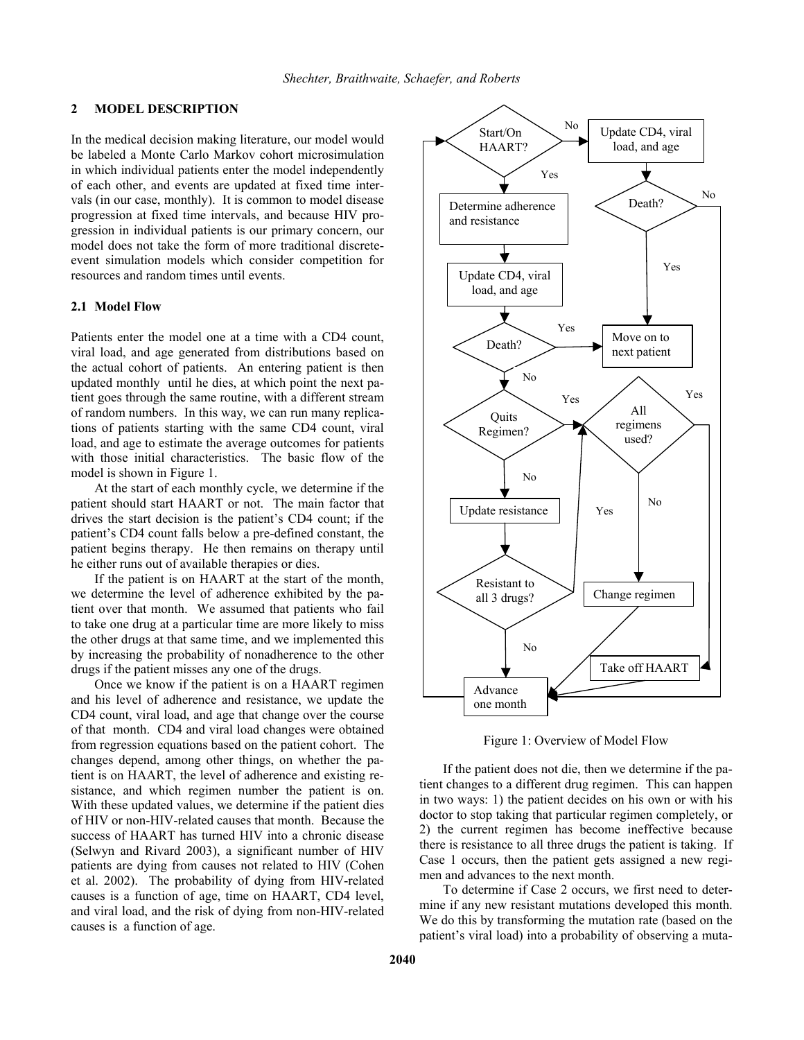## 2 MODEL DESCRIPTION

In the medical decision making literature, our model would be labeled a Monte Carlo Markov cohort microsimulation in which individual patients enter the model independently of each other, and events are updated at fixed time intervals (in our case, monthly). It is common to model disease progression at fixed time intervals, and because HIV progression in individual patients is our primary concern, our model does not take the form of more traditional discrete-event simulation models which consider competition for resources and random times until events.

### 2.1 Model Flow

Patients enter the model one at a time with a CD4 count, viral load, and age generated from distributions based on the actual cohort of patients. An entering patient is then updated monthly until he dies, at which point the next patient goes through the same routine, with a different stream of random numbers. In this way, we can run many replications of patients starting with the same CD4 count, viral load, and age to estimate the average outcomes for patients with those initial characteristics. The basic flow of the model is shown in Figure 1.

At the start of each monthly cycle, we determine if the patient should start HAART or not. The main factor that drives the start decision is the patient's CD4 count; if the patient's CD4 count falls below a pre-defined constant, the patient begins therapy. He then remains on therapy until he either runs out of available therapies or dies.

If the patient is on HAART at the start of the month, we determine the level of adherence exhibited by the patient over that month. We assumed that patients who fail to take one drug at a particular time are more likely to miss the other drugs at that same time, and we implemented this by increasing the probability of nonadherence to the other drugs if the patient misses any one of the drugs.

Once we know if the patient is on a HAART regimen and his level of adherence and resistance, we update the CD4 count, viral load, and age that change over the course of that month. CD4 and viral load changes were obtained from regression equations based on the patient cohort. The changes depend, among other things, on whether the patient is on HAART, the level of adherence and existing resistance, and which regimen number the patient is on. With these updated values, we determine if the patient dies of HIV or non-HIV-related causes that month. Because the success of HAART has turned HIV into a chronic disease (Selwyn and Rivard 2003), a significant number of HIV patients are dying from causes not related to HIV (Cohen et al. 2002). The probability of dying from HIV-related causes is a function of age, time on HAART, CD4 level, and viral load, and the risk of dying from non-HIV-related causes is a function of age.

Start/On HAART? — No → Update CD4, viral load, and age → Death? — Yes → Move on to next patient; No → Advance one month

Start/On HAART? — Yes → Determine adherence and resistance → Update CD4, viral load, and age → Death? — Yes → Move on to next patient; No → Quits Regimen?

Quits Regimen? — Yes → All regimens used?; No → Update resistance → Resistant to all 3 drugs? — Yes → All regimens used?; No → Advance one month

All regimens used? — Yes → Take off HAART → Advance one month; No → Change regimen → Advance one month

Advance one month → Start/On HAART?

Figure 1: Overview of Model Flow

If the patient does not die, then we determine if the patient changes to a different drug regimen. This can happen in two ways: 1) the patient decides on his own or with his doctor to stop taking that particular regimen completely, or 2) the current regimen has become ineffective because there is resistance to all three drugs the patient is taking. If Case 1 occurs, then the patient gets assigned a new regimen and advances to the next month.

To determine if Case 2 occurs, we first need to determine if any new resistant mutations developed this month. We do this by transforming the mutation rate (based on the patient's viral load) into a probability of observing a muta-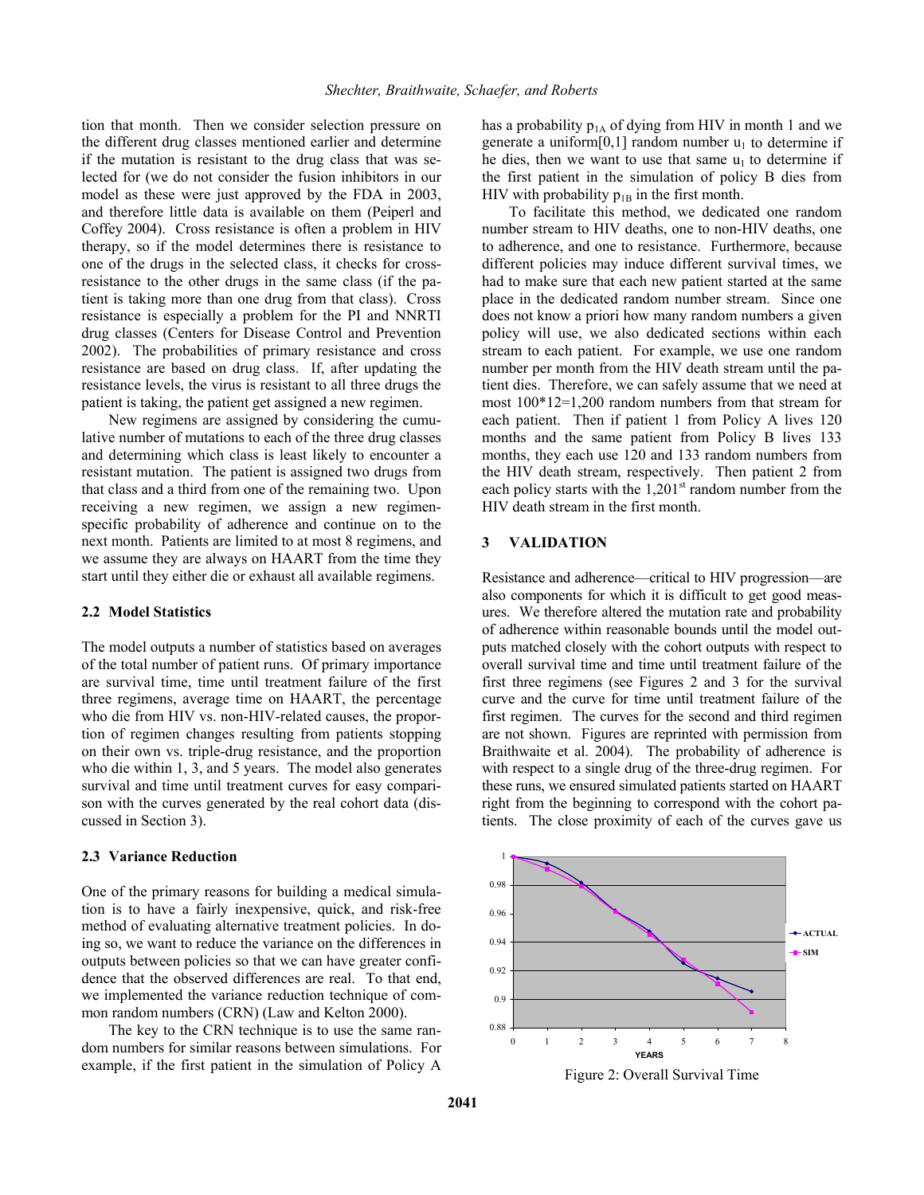tion that month. Then we consider selection pressure on the different drug classes mentioned earlier and determine if the mutation is resistant to the drug class that was selected for (we do not consider the fusion inhibitors in our model as these were just approved by the FDA in 2003, and therefore little data is available on them (Peiperl and Coffey 2004). Cross resistance is often a problem in HIV therapy, so if the model determines there is resistance to one of the drugs in the selected class, it checks for cross-resistance to the other drugs in the same class (if the patient is taking more than one drug from that class). Cross resistance is especially a problem for the PI and NNRTI drug classes (Centers for Disease Control and Prevention 2002). The probabilities of primary resistance and cross resistance are based on drug class. If, after updating the resistance levels, the virus is resistant to all three drugs the patient is taking, the patient get assigned a new regimen.

New regimens are assigned by considering the cumulative number of mutations to each of the three drug classes and determining which class is least likely to encounter a resistant mutation. The patient is assigned two drugs from that class and a third from one of the remaining two. Upon receiving a new regimen, we assign a new regimen-specific probability of adherence and continue on to the next month. Patients are limited to at most 8 regimens, and we assume they are always on HAART from the time they start until they either die or exhaust all available regimens.

### 2.2 Model Statistics

The model outputs a number of statistics based on averages of the total number of patient runs. Of primary importance are survival time, time until treatment failure of the first three regimens, average time on HAART, the percentage who die from HIV vs. non-HIV-related causes, the proportion of regimen changes resulting from patients stopping on their own vs. triple-drug resistance, and the proportion who die within 1, 3, and 5 years. The model also generates survival and time until treatment curves for easy comparison with the curves generated by the real cohort data (discussed in Section 3).

### 2.3 Variance Reduction

One of the primary reasons for building a medical simulation is to have a fairly inexpensive, quick, and risk-free method of evaluating alternative treatment policies. In doing so, we want to reduce the variance on the differences in outputs between policies so that we can have greater confidence that the observed differences are real. To that end, we implemented the variance reduction technique of common random numbers (CRN) (Law and Kelton 2000).

The key to the CRN technique is to use the same random numbers for similar reasons between simulations. For example, if the first patient in the simulation of Policy A has a probability $p_{1A}$ of dying from HIV in month 1 and we generate a uniform[0,1] random number $u_1$ to determine if he dies, then we want to use that same $u_1$ to determine if the first patient in the simulation of policy B dies from HIV with probability $p_{1B}$ in the first month.

To facilitate this method, we dedicated one random number stream to HIV deaths, one to non-HIV deaths, one to adherence, and one to resistance. Furthermore, because different policies may induce different survival times, we had to make sure that each new patient started at the same place in the dedicated random number stream. Since one does not know a priori how many random numbers a given policy will use, we also dedicated sections within each stream to each patient. For example, we use one random number per month from the HIV death stream until the patient dies. Therefore, we can safely assume that we need at most 100*12=1,200 random numbers from that stream for each patient. Then if patient 1 from Policy A lives 120 months and the same patient from Policy B lives 133 months, they each use 120 and 133 random numbers from the HIV death stream, respectively. Then patient 2 from each policy starts with the 1,201st random number from the HIV death stream in the first month.

## 3 VALIDATION

Resistance and adherence—critical to HIV progression—are also components for which it is difficult to get good measures. We therefore altered the mutation rate and probability of adherence within reasonable bounds until the model outputs matched closely with the cohort outputs with respect to overall survival time and time until treatment failure of the first three regimens (see Figures 2 and 3 for the survival curve and the curve for time until treatment failure of the first regimen. The curves for the second and third regimen are not shown. Figures are reprinted with permission from Braithwaite et al. 2004). The probability of adherence is with respect to a single drug of the three-drug regimen. For these runs, we ensured simulated patients started on HAART right from the beginning to correspond with the cohort patients. The close proximity of each of the curves gave us

Figure 2: Overall Survival Time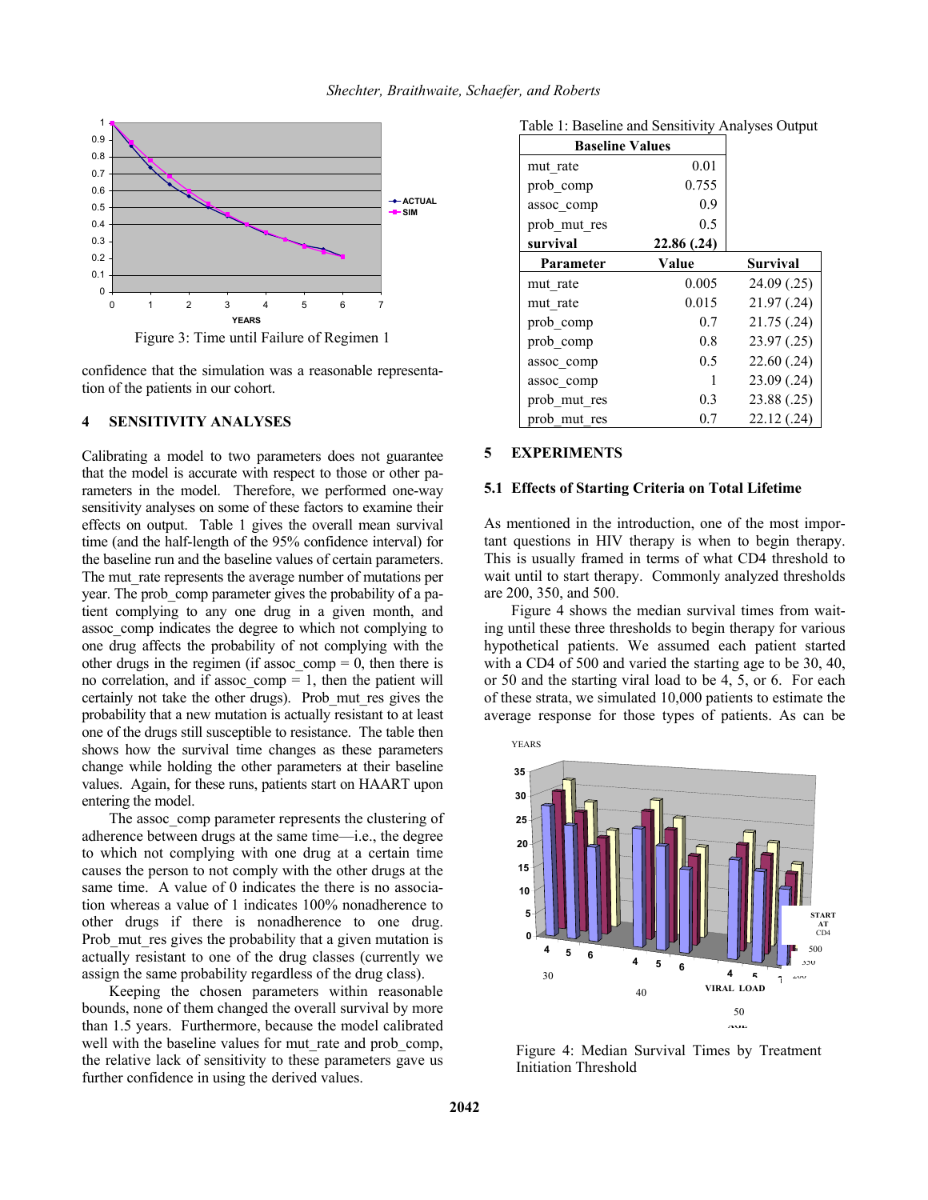Figure 3: Time until Failure of Regimen 1

confidence that the simulation was a reasonable representation of the patients in our cohort.

## 4 SENSITIVITY ANALYSES

Calibrating a model to two parameters does not guarantee that the model is accurate with respect to those or other parameters in the model. Therefore, we performed one-way sensitivity analyses on some of these factors to examine their effects on output. Table 1 gives the overall mean survival time (and the half-length of the 95% confidence interval) for the baseline run and the baseline values of certain parameters. The mut_rate represents the average number of mutations per year. The prob_comp parameter gives the probability of a patient complying to any one drug in a given month, and assoc_comp indicates the degree to which not complying to one drug affects the probability of not complying with the other drugs in the regimen (if assoc_comp = 0, then there is no correlation, and if assoc_comp = 1, then the patient will certainly not take the other drugs). Prob_mut_res gives the probability that a new mutation is actually resistant to at least one of the drugs still susceptible to resistance. The table then shows how the survival time changes as these parameters change while holding the other parameters at their baseline values. Again, for these runs, patients start on HAART upon entering the model.

The assoc_comp parameter represents the clustering of adherence between drugs at the same time—i.e., the degree to which not complying with one drug at a certain time causes the person to not comply with the other drugs at the same time. A value of 0 indicates the there is no association whereas a value of 1 indicates 100% nonadherence to other drugs if there is nonadherence to one drug. Prob_mut_res gives the probability that a given mutation is actually resistant to one of the drug classes (currently we assign the same probability regardless of the drug class).

Keeping the chosen parameters within reasonable bounds, none of them changed the overall survival by more than 1.5 years. Furthermore, because the model calibrated well with the baseline values for mut_rate and prob_comp, the relative lack of sensitivity to these parameters gave us further confidence in using the derived values.

Table 1: Baseline and Sensitivity Analyses Output

| Baseline Values | | |
|---|---|---|
| mut_rate | 0.01 | |
| prob_comp | 0.755 | |
| assoc_comp | 0.9 | |
| prob_mut_res | 0.5 | |
| **survival** | **22.86 (.24)** | |
| **Parameter** | **Value** | **Survival** |
| mut_rate | 0.005 | 24.09 (.25) |
| mut_rate | 0.015 | 21.97 (.24) |
| prob_comp | 0.7 | 21.75 (.24) |
| prob_comp | 0.8 | 23.97 (.25) |
| assoc_comp | 0.5 | 22.60 (.24) |
| assoc_comp | 1 | 23.09 (.24) |
| prob_mut_res | 0.3 | 23.88 (.25) |
| prob_mut_res | 0.7 | 22.12 (.24) |

## 5 EXPERIMENTS

### 5.1 Effects of Starting Criteria on Total Lifetime

As mentioned in the introduction, one of the most important questions in HIV therapy is when to begin therapy. This is usually framed in terms of what CD4 threshold to wait until to start therapy. Commonly analyzed thresholds are 200, 350, and 500.

Figure 4 shows the median survival times from waiting until these three thresholds to begin therapy for various hypothetical patients. We assumed each patient started with a CD4 of 500 and varied the starting age to be 30, 40, or 50 and the starting viral load to be 4, 5, or 6. For each of these strata, we simulated 10,000 patients to estimate the average response for those types of patients. As can be

Figure 4: Median Survival Times by Treatment Initiation Threshold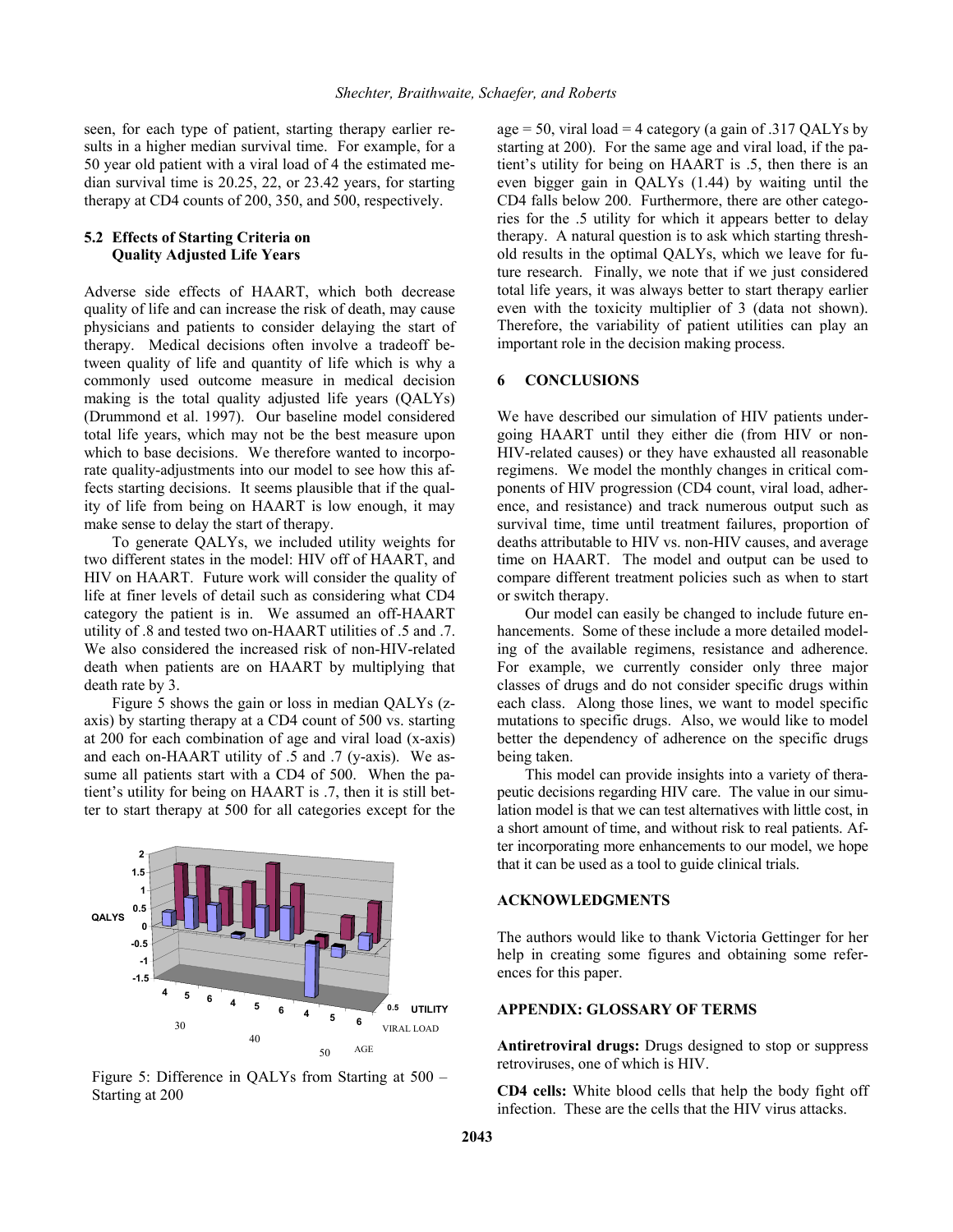seen, for each type of patient, starting therapy earlier results in a higher median survival time. For example, for a 50 year old patient with a viral load of 4 the estimated median survival time is 20.25, 22, or 23.42 years, for starting therapy at CD4 counts of 200, 350, and 500, respectively.

### 5.2 Effects of Starting Criteria on Quality Adjusted Life Years

Adverse side effects of HAART, which both decrease quality of life and can increase the risk of death, may cause physicians and patients to consider delaying the start of therapy. Medical decisions often involve a tradeoff between quality of life and quantity of life which is why a commonly used outcome measure in medical decision making is the total quality adjusted life years (QALYs) (Drummond et al. 1997). Our baseline model considered total life years, which may not be the best measure upon which to base decisions. We therefore wanted to incorporate quality-adjustments into our model to see how this affects starting decisions. It seems plausible that if the quality of life from being on HAART is low enough, it may make sense to delay the start of therapy.

To generate QALYs, we included utility weights for two different states in the model: HIV off of HAART, and HIV on HAART. Future work will consider the quality of life at finer levels of detail such as considering what CD4 category the patient is in. We assumed an off-HAART utility of .8 and tested two on-HAART utilities of .5 and .7. We also considered the increased risk of non-HIV-related death when patients are on HAART by multiplying that death rate by 3.

Figure 5 shows the gain or loss in median QALYs (z-axis) by starting therapy at a CD4 count of 500 vs. starting at 200 for each combination of age and viral load (x-axis) and each on-HAART utility of .5 and .7 (y-axis). We assume all patients start with a CD4 of 500. When the patient's utility for being on HAART is .7, then it is still better to start therapy at 500 for all categories except for the age = 50, viral load = 4 category (a gain of .317 QALYs by starting at 200). For the same age and viral load, if the patient's utility for being on HAART is .5, then there is an even bigger gain in QALYs (1.44) by waiting until the CD4 falls below 200. Furthermore, there are other categories for the .5 utility for which it appears better to delay therapy. A natural question is to ask which starting threshold results in the optimal QALYs, which we leave for future research. Finally, we note that if we just considered total life years, it was always better to start therapy earlier even with the toxicity multiplier of 3 (data not shown). Therefore, the variability of patient utilities can play an important role in the decision making process.

QALYS
2
1.5
1
0.5
0
-0.5
-1
-1.5
4 5 6 4 5 6 4 5 6
VIRAL LOAD
30
40
50
AGE
0.5 UTILITY

Figure 5: Difference in QALYs from Starting at 500 – Starting at 200

## 6 CONCLUSIONS

We have described our simulation of HIV patients undergoing HAART until they either die (from HIV or non-HIV-related causes) or they have exhausted all reasonable regimens. We model the monthly changes in critical components of HIV progression (CD4 count, viral load, adherence, and resistance) and track numerous output such as survival time, time until treatment failures, proportion of deaths attributable to HIV vs. non-HIV causes, and average time on HAART. The model and output can be used to compare different treatment policies such as when to start or switch therapy.

Our model can easily be changed to include future enhancements. Some of these include a more detailed modeling of the available regimens, resistance and adherence. For example, we currently consider only three major classes of drugs and do not consider specific drugs within each class. Along those lines, we want to model specific mutations to specific drugs. Also, we would like to model better the dependency of adherence on the specific drugs being taken.

This model can provide insights into a variety of therapeutic decisions regarding HIV care. The value in our simulation model is that we can test alternatives with little cost, in a short amount of time, and without risk to real patients. After incorporating more enhancements to our model, we hope that it can be used as a tool to guide clinical trials.

## ACKNOWLEDGMENTS

The authors would like to thank Victoria Gettinger for her help in creating some figures and obtaining some references for this paper.

## APPENDIX: GLOSSARY OF TERMS

**Antiretroviral drugs:** Drugs designed to stop or suppress retroviruses, one of which is HIV.

**CD4 cells:** White blood cells that help the body fight off infection. These are the cells that the HIV virus attacks.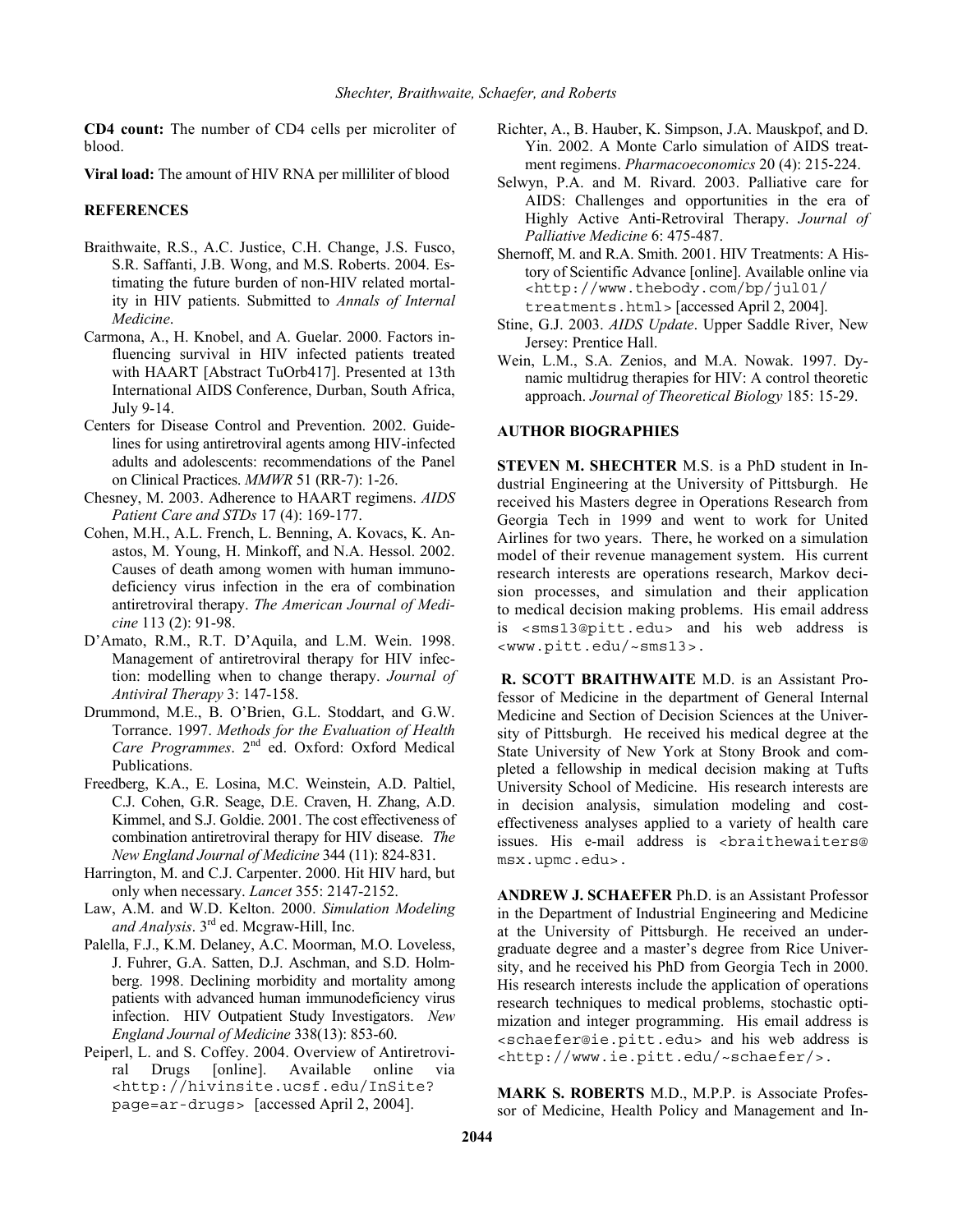**CD4 count:** The number of CD4 cells per microliter of blood.

**Viral load:** The amount of HIV RNA per milliliter of blood

## REFERENCES

Braithwaite, R.S., A.C. Justice, C.H. Change, J.S. Fusco, S.R. Saffanti, J.B. Wong, and M.S. Roberts. 2004. Estimating the future burden of non-HIV related mortality in HIV patients. Submitted to *Annals of Internal Medicine*.

Carmona, A., H. Knobel, and A. Guelar. 2000. Factors influencing survival in HIV infected patients treated with HAART [Abstract TuOrb417]. Presented at 13th International AIDS Conference, Durban, South Africa, July 9-14.

Centers for Disease Control and Prevention. 2002. Guidelines for using antiretroviral agents among HIV-infected adults and adolescents: recommendations of the Panel on Clinical Practices. *MMWR* 51 (RR-7): 1-26.

Chesney, M. 2003. Adherence to HAART regimens. *AIDS Patient Care and STDs* 17 (4): 169-177.

Cohen, M.H., A.L. French, L. Benning, A. Kovacs, K. Anastos, M. Young, H. Minkoff, and N.A. Hessol. 2002. Causes of death among women with human immunodeficiency virus infection in the era of combination antiretroviral therapy. *The American Journal of Medicine* 113 (2): 91-98.

D'Amato, R.M., R.T. D'Aquila, and L.M. Wein. 1998. Management of antiretroviral therapy for HIV infection: modelling when to change therapy. *Journal of Antiviral Therapy* 3: 147-158.

Drummond, M.E., B. O'Brien, G.L. Stoddart, and G.W. Torrance. 1997. *Methods for the Evaluation of Health Care Programmes*. 2nd ed. Oxford: Oxford Medical Publications.

Freedberg, K.A., E. Losina, M.C. Weinstein, A.D. Paltiel, C.J. Cohen, G.R. Seage, D.E. Craven, H. Zhang, A.D. Kimmel, and S.J. Goldie. 2001. The cost effectiveness of combination antiretroviral therapy for HIV disease. *The New England Journal of Medicine* 344 (11): 824-831.

Harrington, M. and C.J. Carpenter. 2000. Hit HIV hard, but only when necessary. *Lancet* 355: 2147-2152.

Law, A.M. and W.D. Kelton. 2000. *Simulation Modeling and Analysis*. 3rd ed. Mcgraw-Hill, Inc.

Palella, F.J., K.M. Delaney, A.C. Moorman, M.O. Loveless, J. Fuhrer, G.A. Satten, D.J. Aschman, and S.D. Holmberg. 1998. Declining morbidity and mortality among patients with advanced human immunodeficiency virus infection. HIV Outpatient Study Investigators. *New England Journal of Medicine* 338(13): 853-60.

Peiperl, L. and S. Coffey. 2004. Overview of Antiretroviral Drugs [online]. Available online via `<http://hivinsite.ucsf.edu/InSite?page=ar-drugs>` [accessed April 2, 2004].

Richter, A., B. Hauber, K. Simpson, J.A. Mauskpof, and D. Yin. 2002. A Monte Carlo simulation of AIDS treatment regimens. *Pharmacoeconomics* 20 (4): 215-224.

Selwyn, P.A. and M. Rivard. 2003. Palliative care for AIDS: Challenges and opportunities in the era of Highly Active Anti-Retroviral Therapy. *Journal of Palliative Medicine* 6: 475-487.

Shernoff, M. and R.A. Smith. 2001. HIV Treatments: A History of Scientific Advance [online]. Available online via `<http://www.thebody.com/bp/jul01/treatments.html>` [accessed April 2, 2004].

Stine, G.J. 2003. *AIDS Update*. Upper Saddle River, New Jersey: Prentice Hall.

Wein, L.M., S.A. Zenios, and M.A. Nowak. 1997. Dynamic multidrug therapies for HIV: A control theoretic approach. *Journal of Theoretical Biology* 185: 15-29.

## AUTHOR BIOGRAPHIES

**STEVEN M. SHECHTER** M.S. is a PhD student in Industrial Engineering at the University of Pittsburgh. He received his Masters degree in Operations Research from Georgia Tech in 1999 and went to work for United Airlines for two years. There, he worked on a simulation model of their revenue management system. His current research interests are operations research, Markov decision processes, and simulation and their application to medical decision making problems. His email address is `<sms13@pitt.edu>` and his web address is `<www.pitt.edu/~sms13>`.

**R. SCOTT BRAITHWAITE** M.D. is an Assistant Professor of Medicine in the department of General Internal Medicine and Section of Decision Sciences at the University of Pittsburgh. He received his medical degree at the State University of New York at Stony Brook and completed a fellowship in medical decision making at Tufts University School of Medicine. His research interests are in decision analysis, simulation modeling and cost-effectiveness analyses applied to a variety of health care issues. His e-mail address is `<braithewaiters@msx.upmc.edu>`.

**ANDREW J. SCHAEFER** Ph.D. is an Assistant Professor in the Department of Industrial Engineering and Medicine at the University of Pittsburgh. He received an undergraduate degree and a master's degree from Rice University, and he received his PhD from Georgia Tech in 2000. His research interests include the application of operations research techniques to medical problems, stochastic optimization and integer programming. His email address is `<schaefer@ie.pitt.edu>` and his web address is `<http://www.ie.pitt.edu/~schaefer/>`.

**MARK S. ROBERTS** M.D., M.P.P. is Associate Professor of Medicine, Health Policy and Management and In-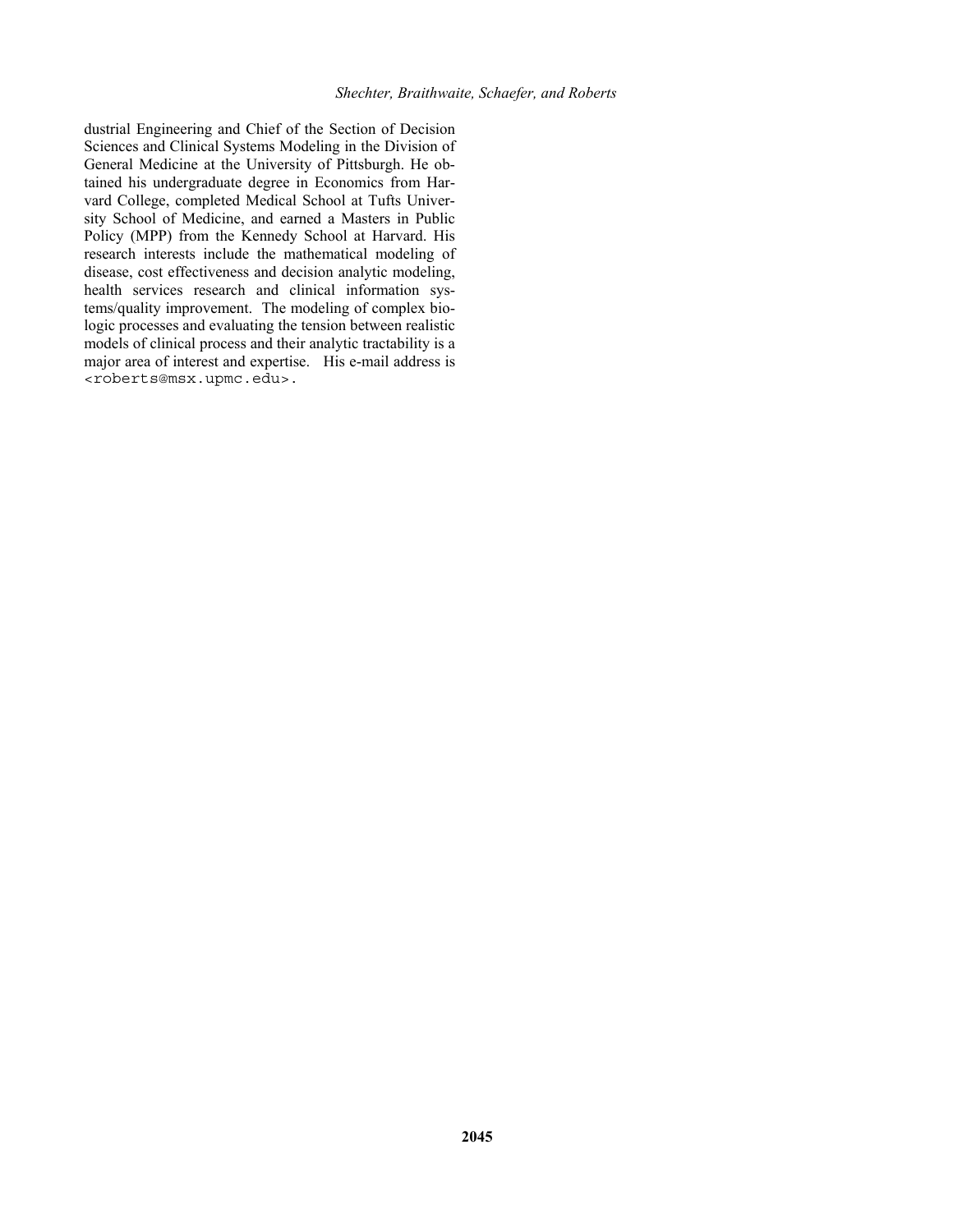dustrial Engineering and Chief of the Section of Decision Sciences and Clinical Systems Modeling in the Division of General Medicine at the University of Pittsburgh. He obtained his undergraduate degree in Economics from Harvard College, completed Medical School at Tufts University School of Medicine, and earned a Masters in Public Policy (MPP) from the Kennedy School at Harvard. His research interests include the mathematical modeling of disease, cost effectiveness and decision analytic modeling, health services research and clinical information systems/quality improvement. The modeling of complex biologic processes and evaluating the tension between realistic models of clinical process and their analytic tractability is a major area of interest and expertise. His e-mail address is `<roberts@msx.upmc.edu>`.